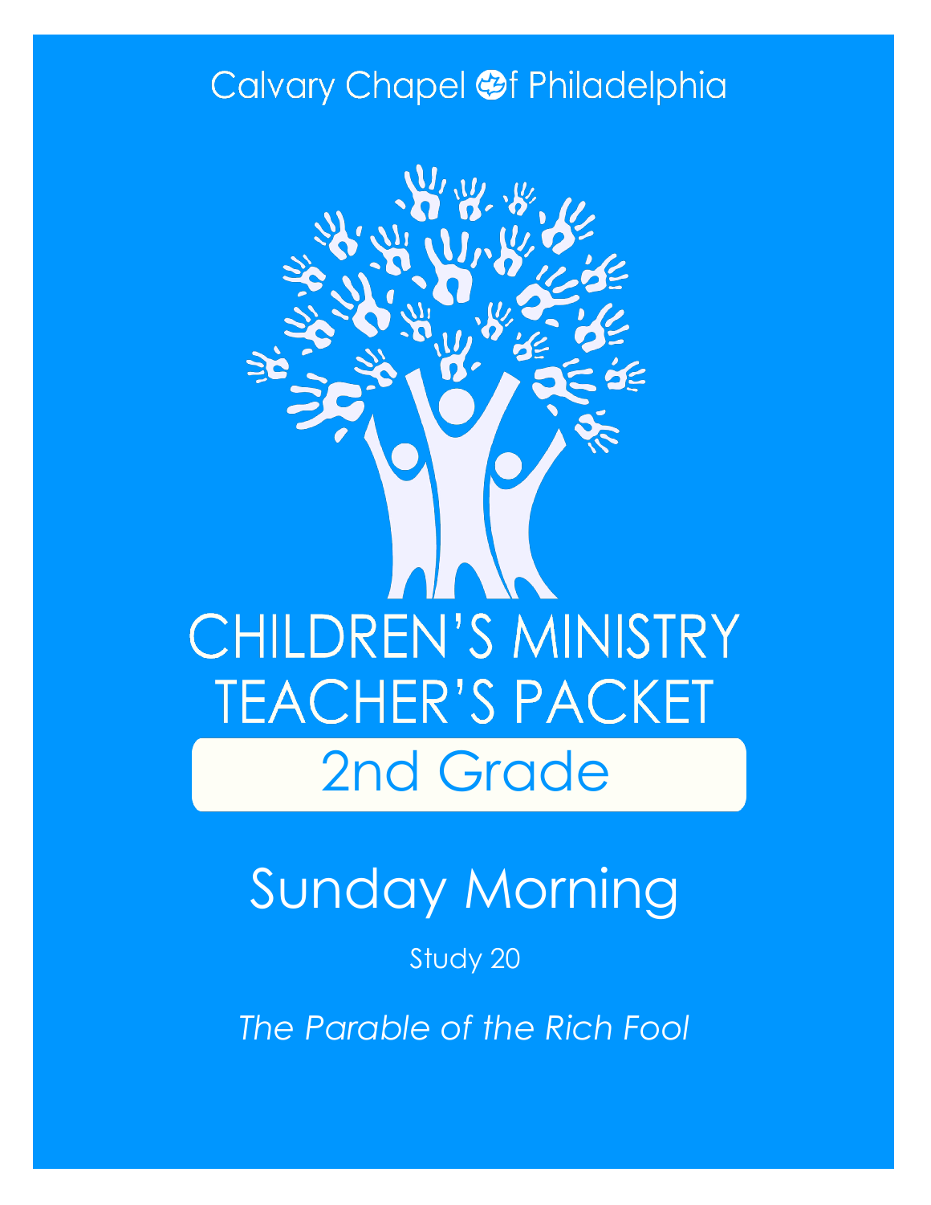Calvary Chapel of Philadelphia

# CHILDREN'S MINISTRY TEACHER'S PACKET

## 2nd Grade

# Sunday Morning

Study 20

*The Parable of the Rich Fool*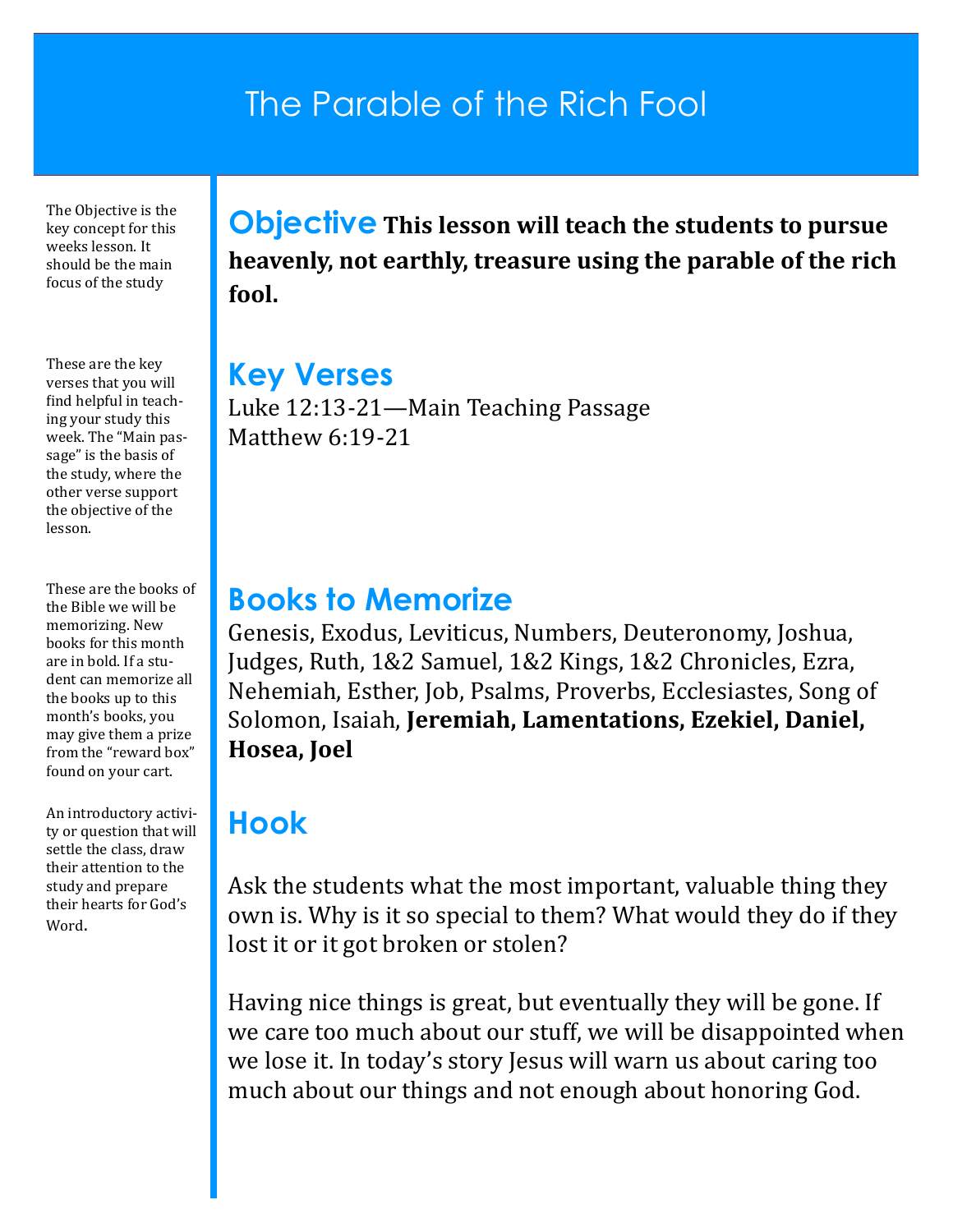# The Parable of the Rich Fool

The Objective is the key concept for this weeks lesson. It should be the main focus of the study

## Objective

**This lesson will teach the students to pursue heavenly, not earthly, treasure using the parable of the rich fool.**

These are the key verses that you will find helpful in teaching your study this week. The "Main passage" is the basis of the study, where the other verse support the objective of the lesson.

## Key Verses

Luke 12:13-21—Main Teaching Passage
Matthew 6:19-21

These are the books of the Bible we will be memorizing. New books for this month are in bold. If a student can memorize all the books up to this month's books, you may give them a prize from the "reward box" found on your cart.

## Books to Memorize

Genesis, Exodus, Leviticus, Numbers, Deuteronomy, Joshua, Judges, Ruth, 1&2 Samuel, 1&2 Kings, 1&2 Chronicles, Ezra, Nehemiah, Esther, Job, Psalms, Proverbs, Ecclesiastes, Song of Solomon, Isaiah, **Jeremiah, Lamentations, Ezekiel, Daniel, Hosea, Joel**

An introductory activity or question that will settle the class, draw their attention to the study and prepare their hearts for God's Word.

## Hook

Ask the students what the most important, valuable thing they own is. Why is it so special to them? What would they do if they lost it or it got broken or stolen?

Having nice things is great, but eventually they will be gone. If we care too much about our stuff, we will be disappointed when we lose it. In today's story Jesus will warn us about caring too much about our things and not enough about honoring God.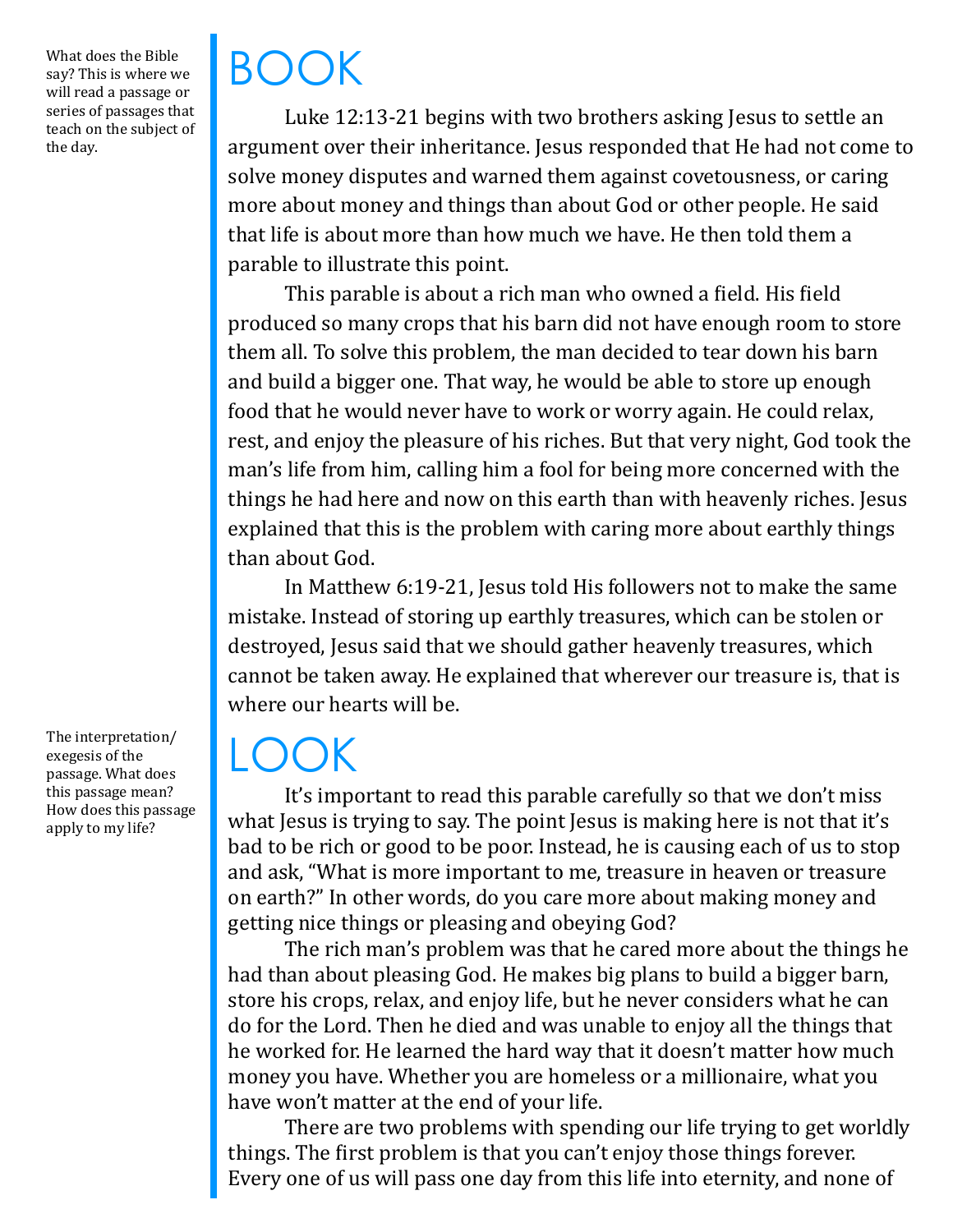What does the Bible say? This is where we will read a passage or series of passages that teach on the subject of the day.

# BOOK

Luke 12:13-21 begins with two brothers asking Jesus to settle an argument over their inheritance. Jesus responded that He had not come to solve money disputes and warned them against covetousness, or caring more about money and things than about God or other people. He said that life is about more than how much we have. He then told them a parable to illustrate this point.

This parable is about a rich man who owned a field. His field produced so many crops that his barn did not have enough room to store them all. To solve this problem, the man decided to tear down his barn and build a bigger one. That way, he would be able to store up enough food that he would never have to work or worry again. He could relax, rest, and enjoy the pleasure of his riches. But that very night, God took the man's life from him, calling him a fool for being more concerned with the things he had here and now on this earth than with heavenly riches. Jesus explained that this is the problem with caring more about earthly things than about God.

In Matthew 6:19-21, Jesus told His followers not to make the same mistake. Instead of storing up earthly treasures, which can be stolen or destroyed, Jesus said that we should gather heavenly treasures, which cannot be taken away. He explained that wherever our treasure is, that is where our hearts will be.

The interpretation/exegesis of the passage. What does this passage mean? How does this passage apply to my life?

# LOOK

It's important to read this parable carefully so that we don't miss what Jesus is trying to say. The point Jesus is making here is not that it's bad to be rich or good to be poor. Instead, he is causing each of us to stop and ask, "What is more important to me, treasure in heaven or treasure on earth?" In other words, do you care more about making money and getting nice things or pleasing and obeying God?

The rich man's problem was that he cared more about the things he had than about pleasing God. He makes big plans to build a bigger barn, store his crops, relax, and enjoy life, but he never considers what he can do for the Lord. Then he died and was unable to enjoy all the things that he worked for. He learned the hard way that it doesn't matter how much money you have. Whether you are homeless or a millionaire, what you have won't matter at the end of your life.

There are two problems with spending our life trying to get worldly things. The first problem is that you can't enjoy those things forever. Every one of us will pass one day from this life into eternity, and none of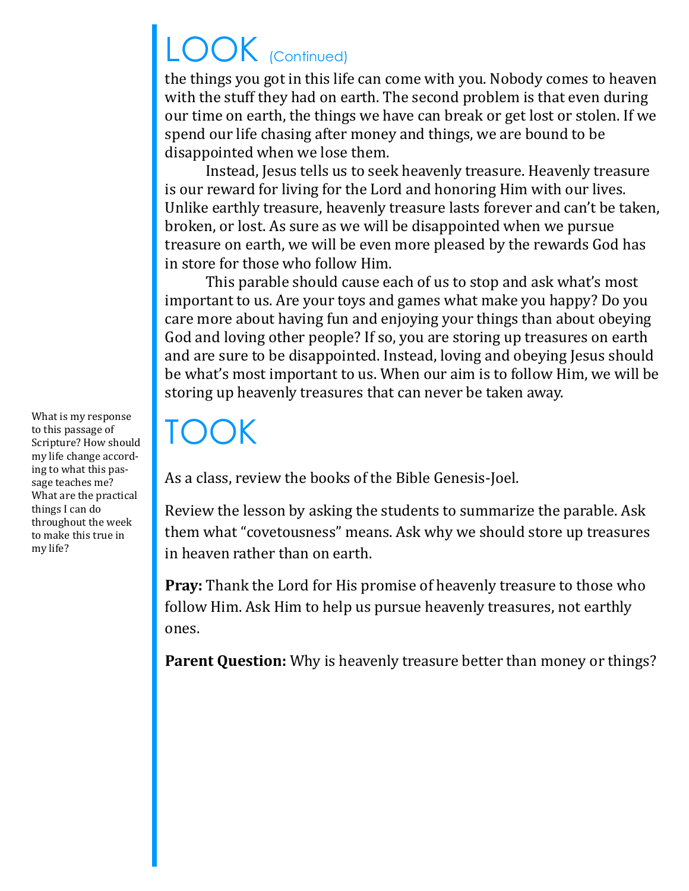# LOOK (Continued)

the things you got in this life can come with you. Nobody comes to heaven with the stuff they had on earth. The second problem is that even during our time on earth, the things we have can break or get lost or stolen. If we spend our life chasing after money and things, we are bound to be disappointed when we lose them.

Instead, Jesus tells us to seek heavenly treasure. Heavenly treasure is our reward for living for the Lord and honoring Him with our lives. Unlike earthly treasure, heavenly treasure lasts forever and can't be taken, broken, or lost. As sure as we will be disappointed when we pursue treasure on earth, we will be even more pleased by the rewards God has in store for those who follow Him.

This parable should cause each of us to stop and ask what's most important to us. Are your toys and games what make you happy? Do you care more about having fun and enjoying your things than about obeying God and loving other people? If so, you are storing up treasures on earth and are sure to be disappointed. Instead, loving and obeying Jesus should be what's most important to us. When our aim is to follow Him, we will be storing up heavenly treasures that can never be taken away.

# TOOK

What is my response to this passage of Scripture? How should my life change according to what this passage teaches me? What are the practical things I can do throughout the week to make this true in my life?

As a class, review the books of the Bible Genesis-Joel.

Review the lesson by asking the students to summarize the parable. Ask them what "covetousness" means. Ask why we should store up treasures in heaven rather than on earth.

**Pray:** Thank the Lord for His promise of heavenly treasure to those who follow Him. Ask Him to help us pursue heavenly treasures, not earthly ones.

**Parent Question:** Why is heavenly treasure better than money or things?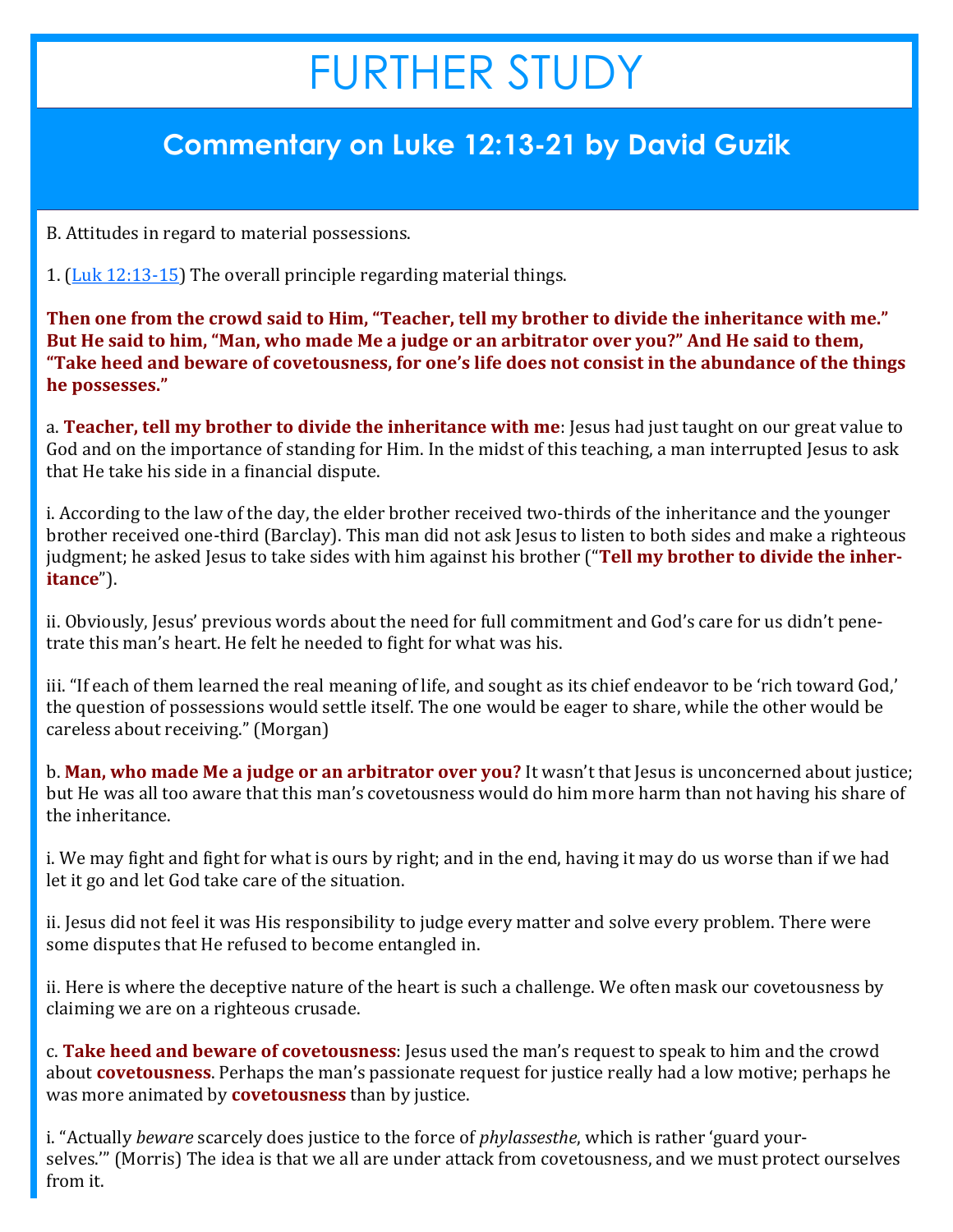# FURTHER STUDY

## Commentary on Luke 12:13-21 by David Guzik

B. Attitudes in regard to material possessions.

1. ([Luk 12:13-15]) The overall principle regarding material things.

**Then one from the crowd said to Him, "Teacher, tell my brother to divide the inheritance with me." But He said to him, "Man, who made Me a judge or an arbitrator over you?" And He said to them, "Take heed and beware of covetousness, for one's life does not consist in the abundance of the things he possesses."**

a. **Teacher, tell my brother to divide the inheritance with me**: Jesus had just taught on our great value to God and on the importance of standing for Him. In the midst of this teaching, a man interrupted Jesus to ask that He take his side in a financial dispute.

i. According to the law of the day, the elder brother received two-thirds of the inheritance and the younger brother received one-third (Barclay). This man did not ask Jesus to listen to both sides and make a righteous judgment; he asked Jesus to take sides with him against his brother ("**Tell my brother to divide the inheritance**").

ii. Obviously, Jesus' previous words about the need for full commitment and God's care for us didn't penetrate this man's heart. He felt he needed to fight for what was his.

iii. "If each of them learned the real meaning of life, and sought as its chief endeavor to be 'rich toward God,' the question of possessions would settle itself. The one would be eager to share, while the other would be careless about receiving." (Morgan)

b. **Man, who made Me a judge or an arbitrator over you?** It wasn't that Jesus is unconcerned about justice; but He was all too aware that this man's covetousness would do him more harm than not having his share of the inheritance.

i. We may fight and fight for what is ours by right; and in the end, having it may do us worse than if we had let it go and let God take care of the situation.

ii. Jesus did not feel it was His responsibility to judge every matter and solve every problem. There were some disputes that He refused to become entangled in.

ii. Here is where the deceptive nature of the heart is such a challenge. We often mask our covetousness by claiming we are on a righteous crusade.

c. **Take heed and beware of covetousness**: Jesus used the man's request to speak to him and the crowd about **covetousness**. Perhaps the man's passionate request for justice really had a low motive; perhaps he was more animated by **covetousness** than by justice.

i. "Actually *beware* scarcely does justice to the force of *phylassesthe*, which is rather 'guard yourselves.'" (Morris) The idea is that we all are under attack from covetousness, and we must protect ourselves from it.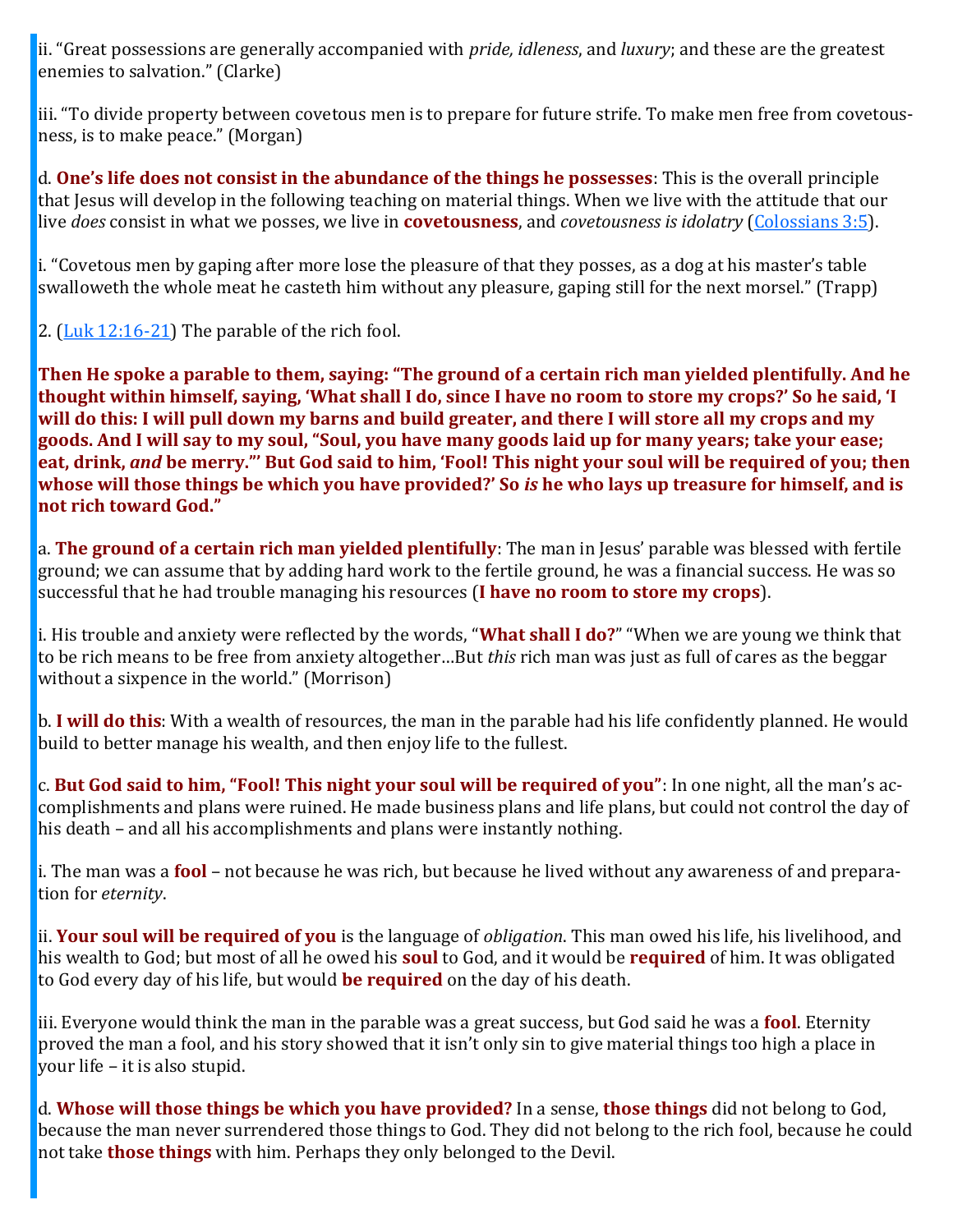ii. “Great possessions are generally accompanied with *pride, idleness*, and *luxury*; and these are the greatest enemies to salvation.” (Clarke)

iii. “To divide property between covetous men is to prepare for future strife. To make men free from covetousness, is to make peace.” (Morgan)

d. **One’s life does not consist in the abundance of the things he possesses**: This is the overall principle that Jesus will develop in the following teaching on material things. When we live with the attitude that our live *does* consist in what we posses, we live in **covetousness**, and *covetousness is idolatry* (Colossians 3:5).

i. “Covetous men by gaping after more lose the pleasure of that they posses, as a dog at his master’s table swalloweth the whole meat he casteth him without any pleasure, gaping still for the next morsel.” (Trapp)

2. (Luk 12:16-21) The parable of the rich fool.

**Then He spoke a parable to them, saying: “The ground of a certain rich man yielded plentifully. And he thought within himself, saying, ‘What shall I do, since I have no room to store my crops?’ So he said, ‘I will do this: I will pull down my barns and build greater, and there I will store all my crops and my goods. And I will say to my soul, “Soul, you have many goods laid up for many years; take your ease; eat, drink, *and* be merry.”’ But God said to him, ‘Fool! This night your soul will be required of you; then whose will those things be which you have provided?’ So *is* he who lays up treasure for himself, and is not rich toward God.”**

a. **The ground of a certain rich man yielded plentifully**: The man in Jesus’ parable was blessed with fertile ground; we can assume that by adding hard work to the fertile ground, he was a financial success. He was so successful that he had trouble managing his resources (**I have no room to store my crops**).

i. His trouble and anxiety were reflected by the words, “**What shall I do?**” “When we are young we think that to be rich means to be free from anxiety altogether…But *this* rich man was just as full of cares as the beggar without a sixpence in the world.” (Morrison)

b. **I will do this**: With a wealth of resources, the man in the parable had his life confidently planned. He would build to better manage his wealth, and then enjoy life to the fullest.

c. **But God said to him, “Fool! This night your soul will be required of you”**: In one night, all the man’s accomplishments and plans were ruined. He made business plans and life plans, but could not control the day of his death – and all his accomplishments and plans were instantly nothing.

i. The man was a **fool** – not because he was rich, but because he lived without any awareness of and preparation for *eternity*.

ii. **Your soul will be required of you** is the language of *obligation*. This man owed his life, his livelihood, and his wealth to God; but most of all he owed his **soul** to God, and it would be **required** of him. It was obligated to God every day of his life, but would **be required** on the day of his death.

iii. Everyone would think the man in the parable was a great success, but God said he was a **fool**. Eternity proved the man a fool, and his story showed that it isn’t only sin to give material things too high a place in your life – it is also stupid.

d. **Whose will those things be which you have provided?** In a sense, **those things** did not belong to God, because the man never surrendered those things to God. They did not belong to the rich fool, because he could not take **those things** with him. Perhaps they only belonged to the Devil.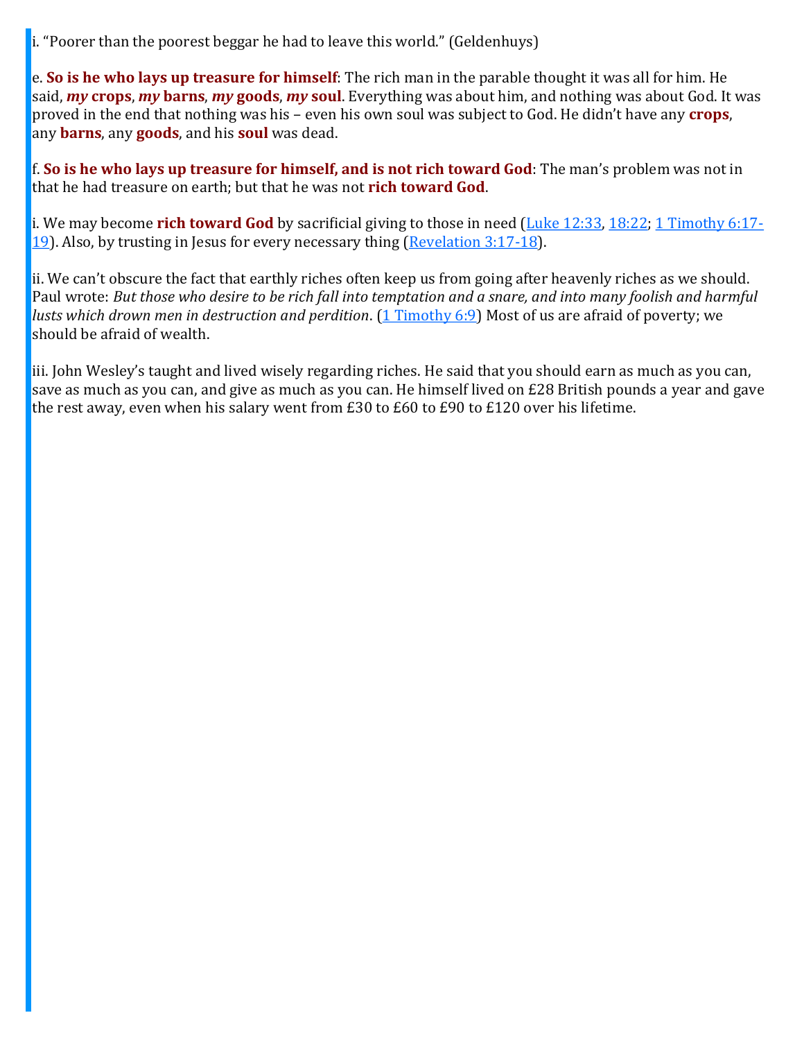i. “Poorer than the poorest beggar he had to leave this world.” (Geldenhuys)

e. **So is he who lays up treasure for himself**: The rich man in the parable thought it was all for him. He said, ***my* crops**, ***my* barns**, ***my* goods**, ***my* soul**. Everything was about him, and nothing was about God. It was proved in the end that nothing was his – even his own soul was subject to God. He didn’t have any **crops**, any **barns**, any **goods**, and his **soul** was dead.

f. **So is he who lays up treasure for himself, and is not rich toward God**: The man’s problem was not in that he had treasure on earth; but that he was not **rich toward God**.

i. We may become **rich toward God** by sacrificial giving to those in need (Luke 12:33, 18:22; 1 Timothy 6:17-19). Also, by trusting in Jesus for every necessary thing (Revelation 3:17-18).

ii. We can’t obscure the fact that earthly riches often keep us from going after heavenly riches as we should. Paul wrote: *But those who desire to be rich fall into temptation and a snare, and into many foolish and harmful lusts which drown men in destruction and perdition*. (1 Timothy 6:9) Most of us are afraid of poverty; we should be afraid of wealth.

iii. John Wesley’s taught and lived wisely regarding riches. He said that you should earn as much as you can, save as much as you can, and give as much as you can. He himself lived on £28 British pounds a year and gave the rest away, even when his salary went from £30 to £60 to £90 to £120 over his lifetime.